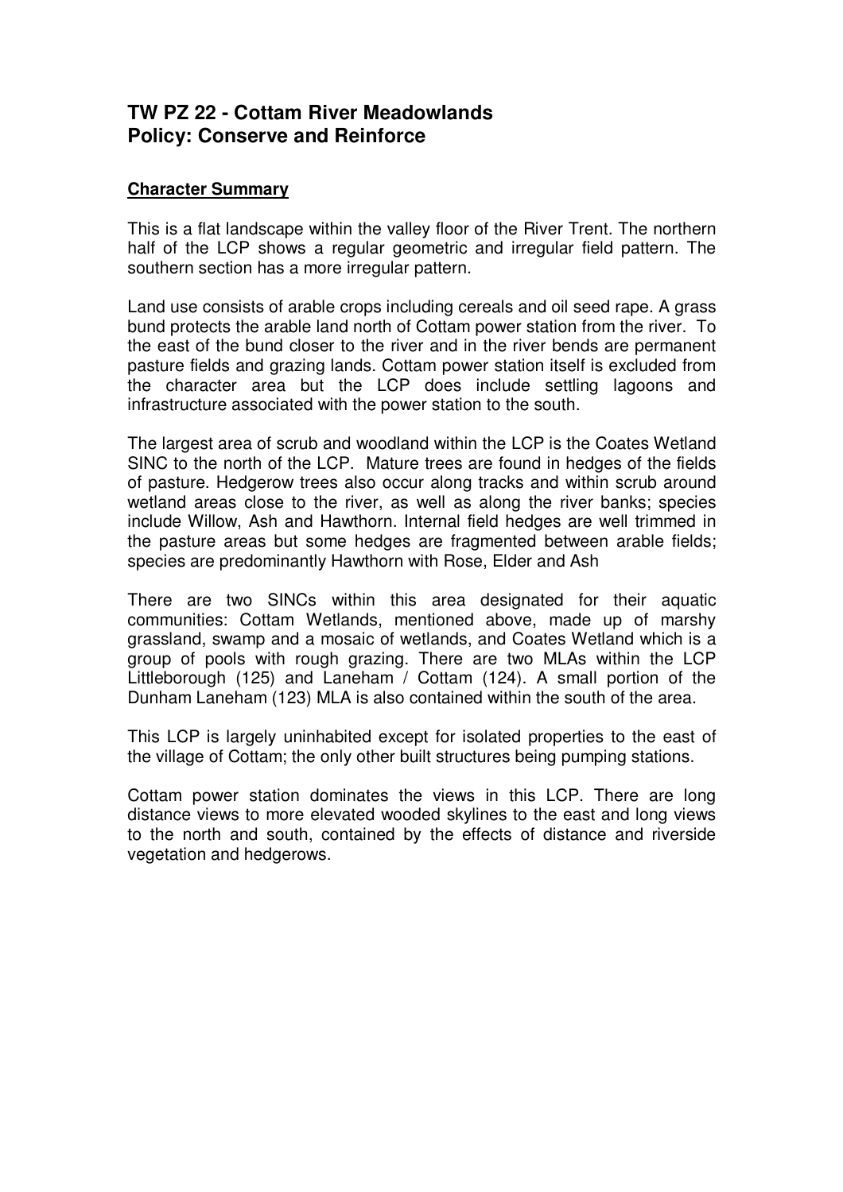# TW PZ 22 - Cottam River Meadowlands
# Policy: Conserve and Reinforce

## Character Summary

This is a flat landscape within the valley floor of the River Trent. The northern half of the LCP shows a regular geometric and irregular field pattern. The southern section has a more irregular pattern.

Land use consists of arable crops including cereals and oil seed rape. A grass bund protects the arable land north of Cottam power station from the river. To the east of the bund closer to the river and in the river bends are permanent pasture fields and grazing lands. Cottam power station itself is excluded from the character area but the LCP does include settling lagoons and infrastructure associated with the power station to the south.

The largest area of scrub and woodland within the LCP is the Coates Wetland SINC to the north of the LCP. Mature trees are found in hedges of the fields of pasture. Hedgerow trees also occur along tracks and within scrub around wetland areas close to the river, as well as along the river banks; species include Willow, Ash and Hawthorn. Internal field hedges are well trimmed in the pasture areas but some hedges are fragmented between arable fields; species are predominantly Hawthorn with Rose, Elder and Ash

There are two SINCs within this area designated for their aquatic communities: Cottam Wetlands, mentioned above, made up of marshy grassland, swamp and a mosaic of wetlands, and Coates Wetland which is a group of pools with rough grazing. There are two MLAs within the LCP Littleborough (125) and Laneham / Cottam (124). A small portion of the Dunham Laneham (123) MLA is also contained within the south of the area.

This LCP is largely uninhabited except for isolated properties to the east of the village of Cottam; the only other built structures being pumping stations.

Cottam power station dominates the views in this LCP. There are long distance views to more elevated wooded skylines to the east and long views to the north and south, contained by the effects of distance and riverside vegetation and hedgerows.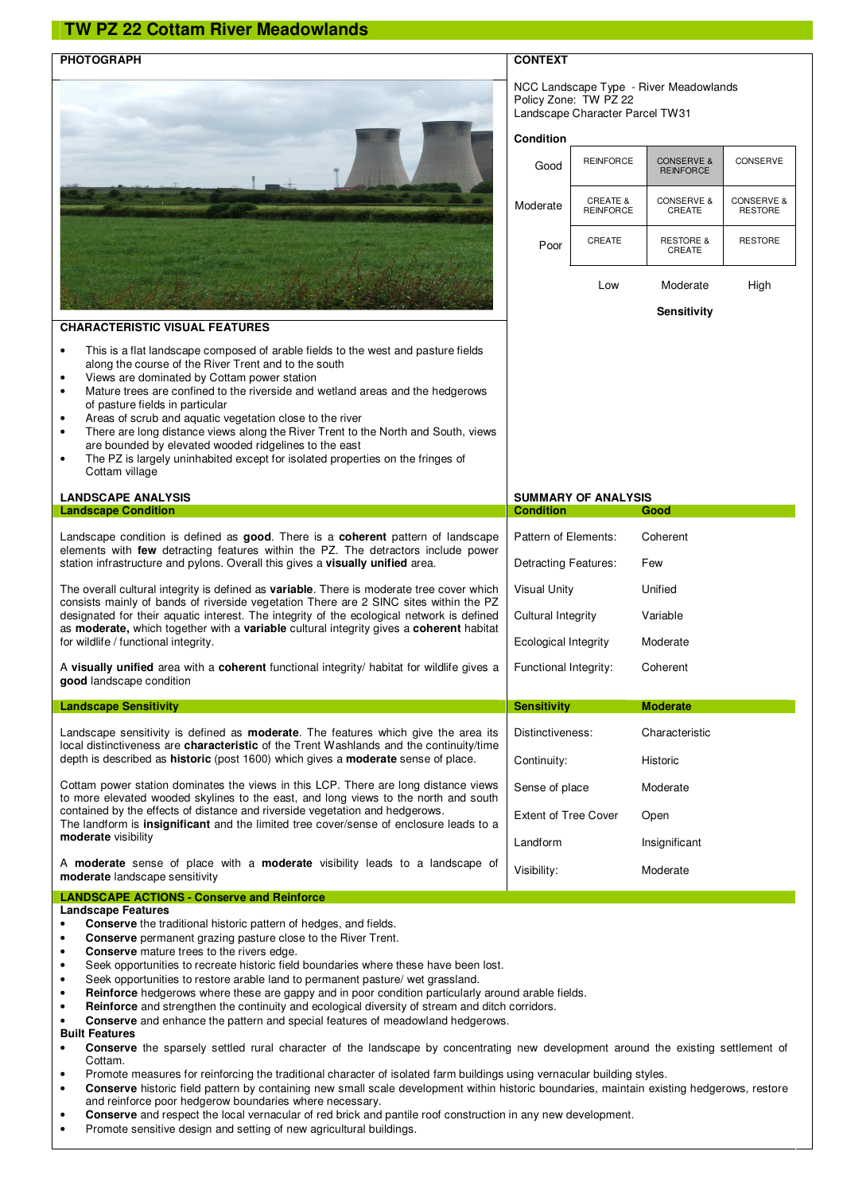# TW PZ 22 Cottam River Meadowlands

## PHOTOGRAPH

## CONTEXT

NCC Landscape Type - River Meadowlands
Policy Zone: TW PZ 22
Landscape Character Parcel TW31

**Condition**

| | | | |
|---|---|---|---|
| Good | REINFORCE | CONSERVE & REINFORCE | CONSERVE |
| Moderate | CREATE & REINFORCE | CONSERVE & CREATE | CONSERVE & RESTORE |
| Poor | CREATE | RESTORE & CREATE | RESTORE |
| | Low | Moderate | High |

**Sensitivity**

## CHARACTERISTIC VISUAL FEATURES

- This is a flat landscape composed of arable fields to the west and pasture fields along the course of the River Trent and to the south
- Views are dominated by Cottam power station
- Mature trees are confined to the riverside and wetland areas and the hedgerows of pasture fields in particular
- Areas of scrub and aquatic vegetation close to the river
- There are long distance views along the River Trent to the North and South, views are bounded by elevated wooded ridgelines to the east
- The PZ is largely uninhabited except for isolated properties on the fringes of Cottam village

## LANDSCAPE ANALYSIS

### Landscape Condition

Landscape condition is defined as **good**. There is a **coherent** pattern of landscape elements with **few** detracting features within the PZ. The detractors include power station infrastructure and pylons. Overall this gives a **visually unified** area.

The overall cultural integrity is defined as **variable**. There is moderate tree cover which consists mainly of bands of riverside vegetation There are 2 SINC sites within the PZ designated for their aquatic interest. The integrity of the ecological network is defined as **moderate,** which together with a **variable** cultural integrity gives a **coherent** habitat for wildlife / functional integrity.

A **visually unified** area with a **coherent** functional integrity/ habitat for wildlife gives a **good** landscape condition

### Landscape Sensitivity

Landscape sensitivity is defined as **moderate**. The features which give the area its local distinctiveness are **characteristic** of the Trent Washlands and the continuity/time depth is described as **historic** (post 1600) which gives a **moderate** sense of place.

Cottam power station dominates the views in this LCP. There are long distance views to more elevated wooded skylines to the east, and long views to the north and south contained by the effects of distance and riverside vegetation and hedgerows.
The landform is **insignificant** and the limited tree cover/sense of enclosure leads to a **moderate** visibility

A **moderate** sense of place with a **moderate** visibility leads to a landscape of **moderate** landscape sensitivity

## SUMMARY OF ANALYSIS

| Condition | Good |
|---|---|
| Pattern of Elements: | Coherent |
| Detracting Features: | Few |
| Visual Unity | Unified |
| Cultural Integrity | Variable |
| Ecological Integrity | Moderate |
| Functional Integrity: | Coherent |

| Sensitivity | Moderate |
|---|---|
| Distinctiveness: | Characteristic |
| Continuity: | Historic |
| Sense of place | Moderate |
| Extent of Tree Cover | Open |
| Landform | Insignificant |
| Visibility: | Moderate |

## LANDSCAPE ACTIONS - Conserve and Reinforce

### Landscape Features

- **Conserve** the traditional historic pattern of hedges, and fields.
- **Conserve** permanent grazing pasture close to the River Trent.
- **Conserve** mature trees to the rivers edge.
- Seek opportunities to recreate historic field boundaries where these have been lost.
- Seek opportunities to restore arable land to permanent pasture/ wet grassland.
- **Reinforce** hedgerows where these are gappy and in poor condition particularly around arable fields.
- **Reinforce** and strengthen the continuity and ecological diversity of stream and ditch corridors.
- **Conserve** and enhance the pattern and special features of meadowland hedgerows.

### Built Features

- **Conserve** the sparsely settled rural character of the landscape by concentrating new development around the existing settlement of Cottam.
- Promote measures for reinforcing the traditional character of isolated farm buildings using vernacular building styles.
- **Conserve** historic field pattern by containing new small scale development within historic boundaries, maintain existing hedgerows, restore and reinforce poor hedgerow boundaries where necessary.
- **Conserve** and respect the local vernacular of red brick and pantile roof construction in any new development.
- Promote sensitive design and setting of new agricultural buildings.